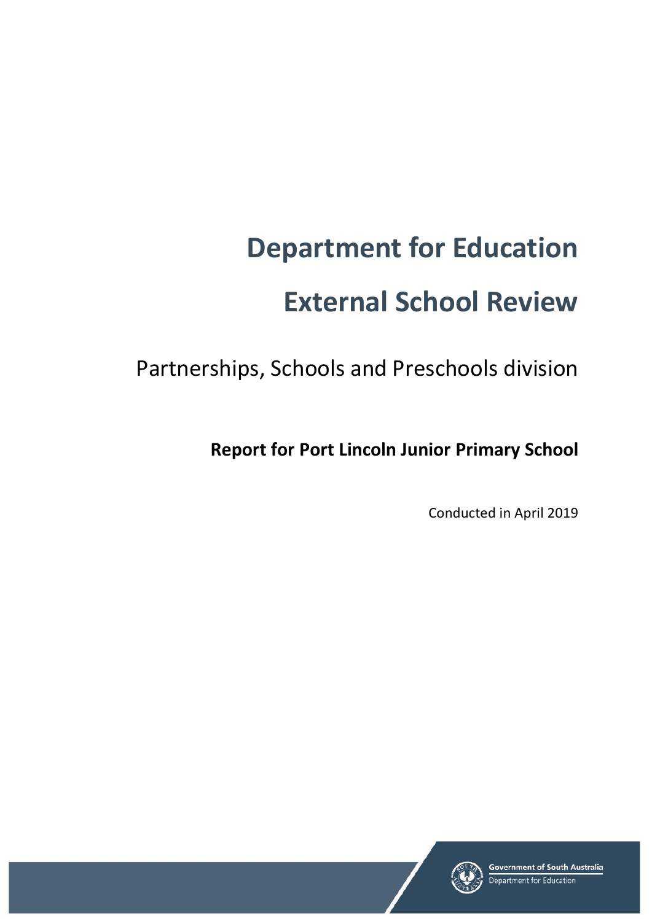# Department for Education

# External School Review

Partnerships, Schools and Preschools division

**Report for Port Lincoln Junior Primary School**

Conducted in April 2019

Government of South Australia
Department for Education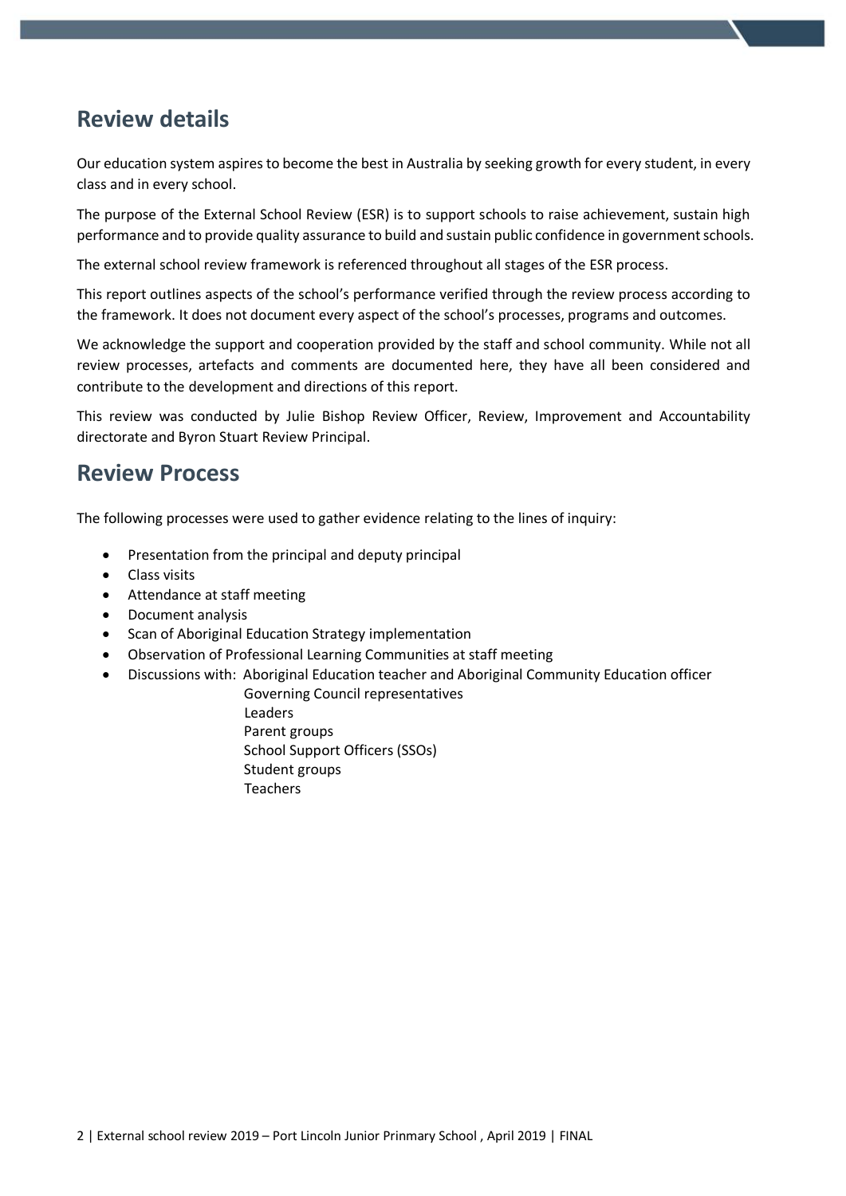## Review details

Our education system aspires to become the best in Australia by seeking growth for every student, in every class and in every school.

The purpose of the External School Review (ESR) is to support schools to raise achievement, sustain high performance and to provide quality assurance to build and sustain public confidence in government schools.

The external school review framework is referenced throughout all stages of the ESR process.

This report outlines aspects of the school's performance verified through the review process according to the framework. It does not document every aspect of the school's processes, programs and outcomes.

We acknowledge the support and cooperation provided by the staff and school community. While not all review processes, artefacts and comments are documented here, they have all been considered and contribute to the development and directions of this report.

This review was conducted by Julie Bishop Review Officer, Review, Improvement and Accountability directorate and Byron Stuart Review Principal.

## Review Process

The following processes were used to gather evidence relating to the lines of inquiry:

- Presentation from the principal and deputy principal
- Class visits
- Attendance at staff meeting
- Document analysis
- Scan of Aboriginal Education Strategy implementation
- Observation of Professional Learning Communities at staff meeting
- Discussions with: Aboriginal Education teacher and Aboriginal Community Education officer
  - Governing Council representatives
  - Leaders
  - Parent groups
  - School Support Officers (SSOs)
  - Student groups
  - Teachers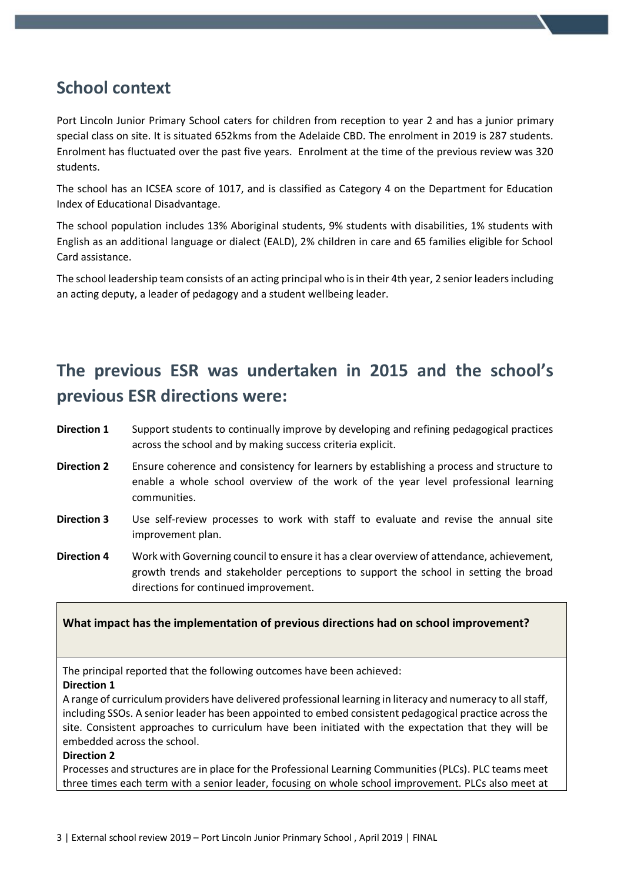## School context

Port Lincoln Junior Primary School caters for children from reception to year 2 and has a junior primary special class on site. It is situated 652kms from the Adelaide CBD. The enrolment in 2019 is 287 students. Enrolment has fluctuated over the past five years. Enrolment at the time of the previous review was 320 students.

The school has an ICSEA score of 1017, and is classified as Category 4 on the Department for Education Index of Educational Disadvantage.

The school population includes 13% Aboriginal students, 9% students with disabilities, 1% students with English as an additional language or dialect (EALD), 2% children in care and 65 families eligible for School Card assistance.

The school leadership team consists of an acting principal who is in their 4th year, 2 senior leaders including an acting deputy, a leader of pedagogy and a student wellbeing leader.

## The previous ESR was undertaken in 2015 and the school's previous ESR directions were:

**Direction 1** Support students to continually improve by developing and refining pedagogical practices across the school and by making success criteria explicit.

**Direction 2** Ensure coherence and consistency for learners by establishing a process and structure to enable a whole school overview of the work of the year level professional learning communities.

**Direction 3** Use self-review processes to work with staff to evaluate and revise the annual site improvement plan.

**Direction 4** Work with Governing council to ensure it has a clear overview of attendance, achievement, growth trends and stakeholder perceptions to support the school in setting the broad directions for continued improvement.

**What impact has the implementation of previous directions had on school improvement?**

The principal reported that the following outcomes have been achieved:

**Direction 1**

A range of curriculum providers have delivered professional learning in literacy and numeracy to all staff, including SSOs. A senior leader has been appointed to embed consistent pedagogical practice across the site. Consistent approaches to curriculum have been initiated with the expectation that they will be embedded across the school.

**Direction 2**

Processes and structures are in place for the Professional Learning Communities (PLCs). PLC teams meet three times each term with a senior leader, focusing on whole school improvement. PLCs also meet at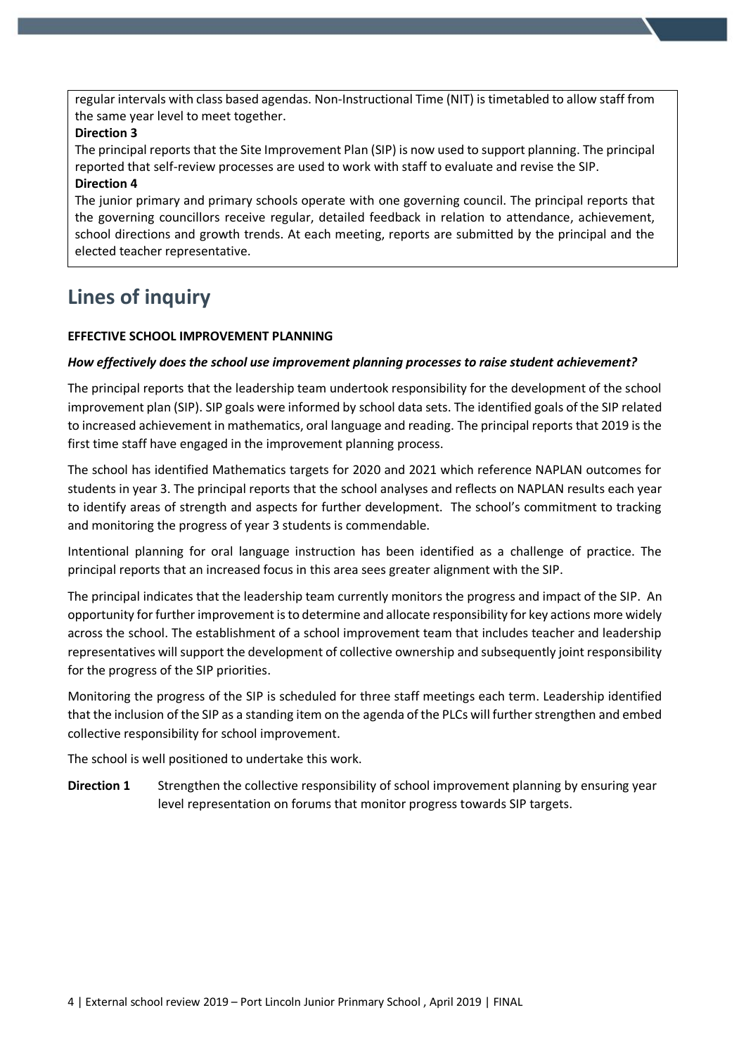regular intervals with class based agendas. Non-Instructional Time (NIT) is timetabled to allow staff from the same year level to meet together.

**Direction 3**

The principal reports that the Site Improvement Plan (SIP) is now used to support planning. The principal reported that self-review processes are used to work with staff to evaluate and revise the SIP.

**Direction 4**

The junior primary and primary schools operate with one governing council. The principal reports that the governing councillors receive regular, detailed feedback in relation to attendance, achievement, school directions and growth trends. At each meeting, reports are submitted by the principal and the elected teacher representative.

# Lines of inquiry

**EFFECTIVE SCHOOL IMPROVEMENT PLANNING**

***How effectively does the school use improvement planning processes to raise student achievement?***

The principal reports that the leadership team undertook responsibility for the development of the school improvement plan (SIP). SIP goals were informed by school data sets. The identified goals of the SIP related to increased achievement in mathematics, oral language and reading. The principal reports that 2019 is the first time staff have engaged in the improvement planning process.

The school has identified Mathematics targets for 2020 and 2021 which reference NAPLAN outcomes for students in year 3. The principal reports that the school analyses and reflects on NAPLAN results each year to identify areas of strength and aspects for further development. The school's commitment to tracking and monitoring the progress of year 3 students is commendable.

Intentional planning for oral language instruction has been identified as a challenge of practice. The principal reports that an increased focus in this area sees greater alignment with the SIP.

The principal indicates that the leadership team currently monitors the progress and impact of the SIP. An opportunity for further improvement is to determine and allocate responsibility for key actions more widely across the school. The establishment of a school improvement team that includes teacher and leadership representatives will support the development of collective ownership and subsequently joint responsibility for the progress of the SIP priorities.

Monitoring the progress of the SIP is scheduled for three staff meetings each term. Leadership identified that the inclusion of the SIP as a standing item on the agenda of the PLCs will further strengthen and embed collective responsibility for school improvement.

The school is well positioned to undertake this work.

**Direction 1** Strengthen the collective responsibility of school improvement planning by ensuring year level representation on forums that monitor progress towards SIP targets.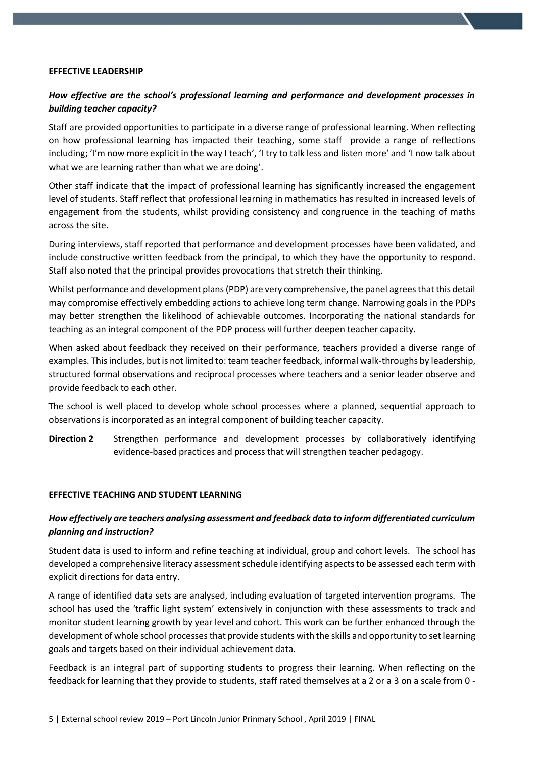**EFFECTIVE LEADERSHIP**

***How effective are the school's professional learning and performance and development processes in building teacher capacity?***

Staff are provided opportunities to participate in a diverse range of professional learning. When reflecting on how professional learning has impacted their teaching, some staff provide a range of reflections including; 'I'm now more explicit in the way I teach', 'I try to talk less and listen more' and 'I now talk about what we are learning rather than what we are doing'.

Other staff indicate that the impact of professional learning has significantly increased the engagement level of students. Staff reflect that professional learning in mathematics has resulted in increased levels of engagement from the students, whilst providing consistency and congruence in the teaching of maths across the site.

During interviews, staff reported that performance and development processes have been validated, and include constructive written feedback from the principal, to which they have the opportunity to respond. Staff also noted that the principal provides provocations that stretch their thinking.

Whilst performance and development plans (PDP) are very comprehensive, the panel agrees that this detail may compromise effectively embedding actions to achieve long term change. Narrowing goals in the PDPs may better strengthen the likelihood of achievable outcomes. Incorporating the national standards for teaching as an integral component of the PDP process will further deepen teacher capacity.

When asked about feedback they received on their performance, teachers provided a diverse range of examples. This includes, but is not limited to: team teacher feedback, informal walk-throughs by leadership, structured formal observations and reciprocal processes where teachers and a senior leader observe and provide feedback to each other.

The school is well placed to develop whole school processes where a planned, sequential approach to observations is incorporated as an integral component of building teacher capacity.

**Direction 2** Strengthen performance and development processes by collaboratively identifying evidence-based practices and process that will strengthen teacher pedagogy.

**EFFECTIVE TEACHING AND STUDENT LEARNING**

***How effectively are teachers analysing assessment and feedback data to inform differentiated curriculum planning and instruction?***

Student data is used to inform and refine teaching at individual, group and cohort levels. The school has developed a comprehensive literacy assessment schedule identifying aspects to be assessed each term with explicit directions for data entry.

A range of identified data sets are analysed, including evaluation of targeted intervention programs. The school has used the 'traffic light system' extensively in conjunction with these assessments to track and monitor student learning growth by year level and cohort. This work can be further enhanced through the development of whole school processes that provide students with the skills and opportunity to set learning goals and targets based on their individual achievement data.

Feedback is an integral part of supporting students to progress their learning. When reflecting on the feedback for learning that they provide to students, staff rated themselves at a 2 or a 3 on a scale from 0 -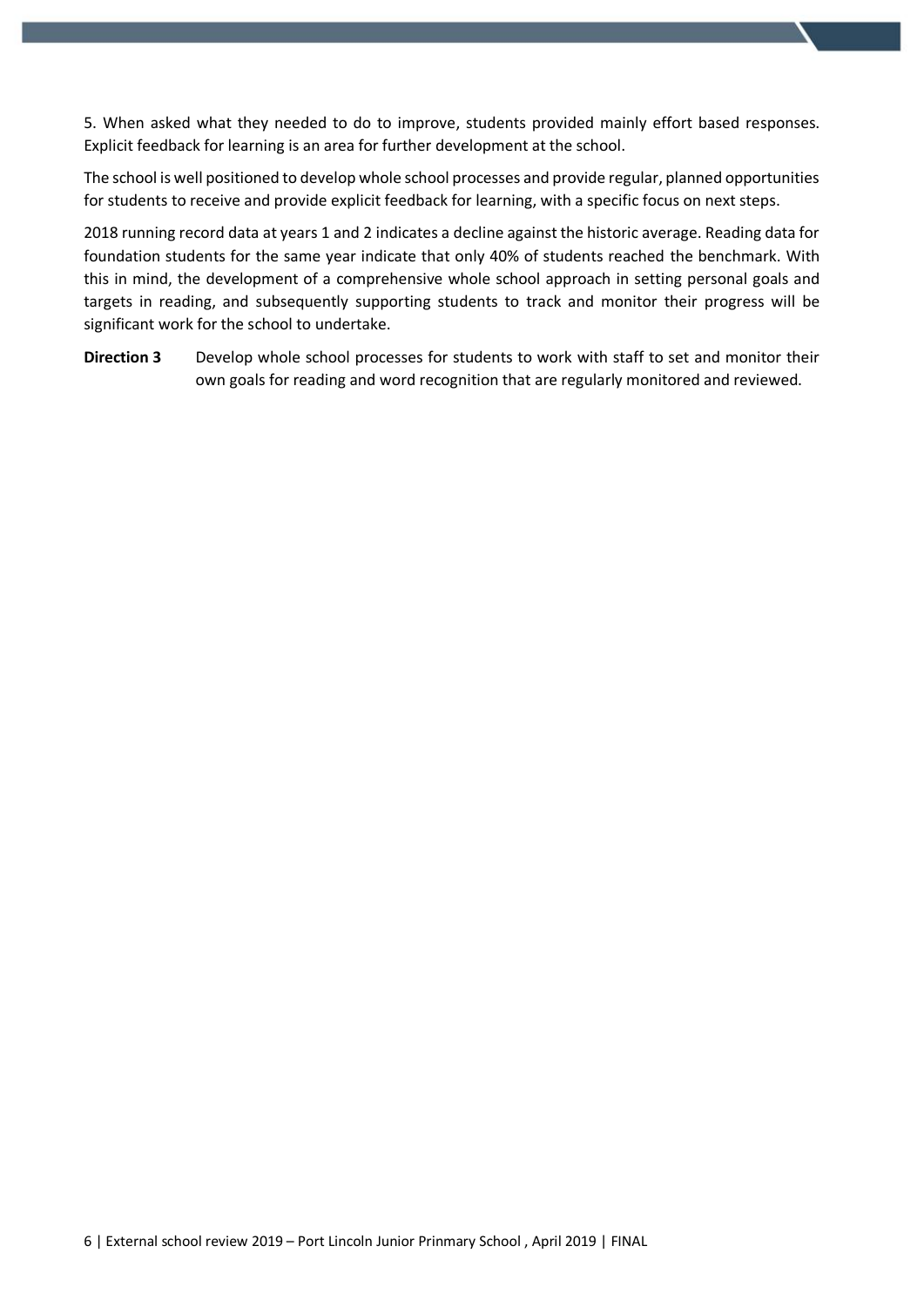5. When asked what they needed to do to improve, students provided mainly effort based responses. Explicit feedback for learning is an area for further development at the school.

The school is well positioned to develop whole school processes and provide regular, planned opportunities for students to receive and provide explicit feedback for learning, with a specific focus on next steps.

2018 running record data at years 1 and 2 indicates a decline against the historic average. Reading data for foundation students for the same year indicate that only 40% of students reached the benchmark. With this in mind, the development of a comprehensive whole school approach in setting personal goals and targets in reading, and subsequently supporting students to track and monitor their progress will be significant work for the school to undertake.

**Direction 3** Develop whole school processes for students to work with staff to set and monitor their own goals for reading and word recognition that are regularly monitored and reviewed.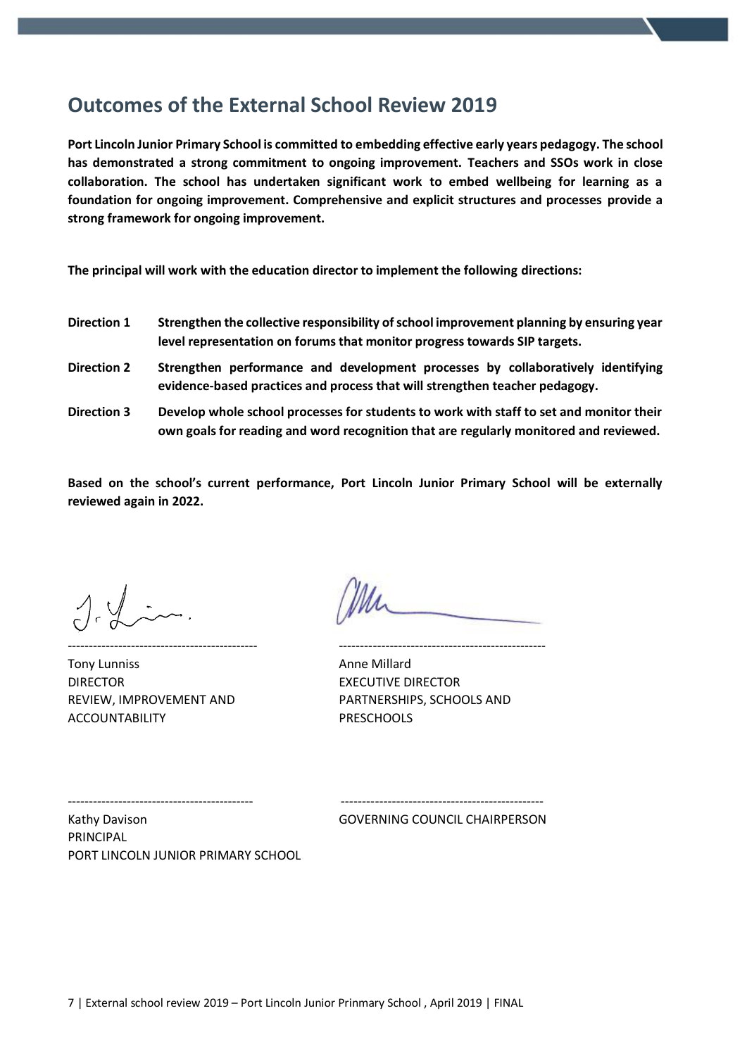## Outcomes of the External School Review 2019

**Port Lincoln Junior Primary School is committed to embedding effective early years pedagogy. The school has demonstrated a strong commitment to ongoing improvement. Teachers and SSOs work in close collaboration. The school has undertaken significant work to embed wellbeing for learning as a foundation for ongoing improvement. Comprehensive and explicit structures and processes provide a strong framework for ongoing improvement.**

**The principal will work with the education director to implement the following directions:**

**Direction 1** **Strengthen the collective responsibility of school improvement planning by ensuring year level representation on forums that monitor progress towards SIP targets.**

**Direction 2** **Strengthen performance and development processes by collaboratively identifying evidence-based practices and process that will strengthen teacher pedagogy.**

**Direction 3** **Develop whole school processes for students to work with staff to set and monitor their own goals for reading and word recognition that are regularly monitored and reviewed.**

**Based on the school's current performance, Port Lincoln Junior Primary School will be externally reviewed again in 2022.**

---

Tony Lunniss
DIRECTOR
REVIEW, IMPROVEMENT AND ACCOUNTABILITY

---

Anne Millard
EXECUTIVE DIRECTOR
PARTNERSHIPS, SCHOOLS AND PRESCHOOLS

---

Kathy Davison
PRINCIPAL
PORT LINCOLN JUNIOR PRIMARY SCHOOL

---

GOVERNING COUNCIL CHAIRPERSON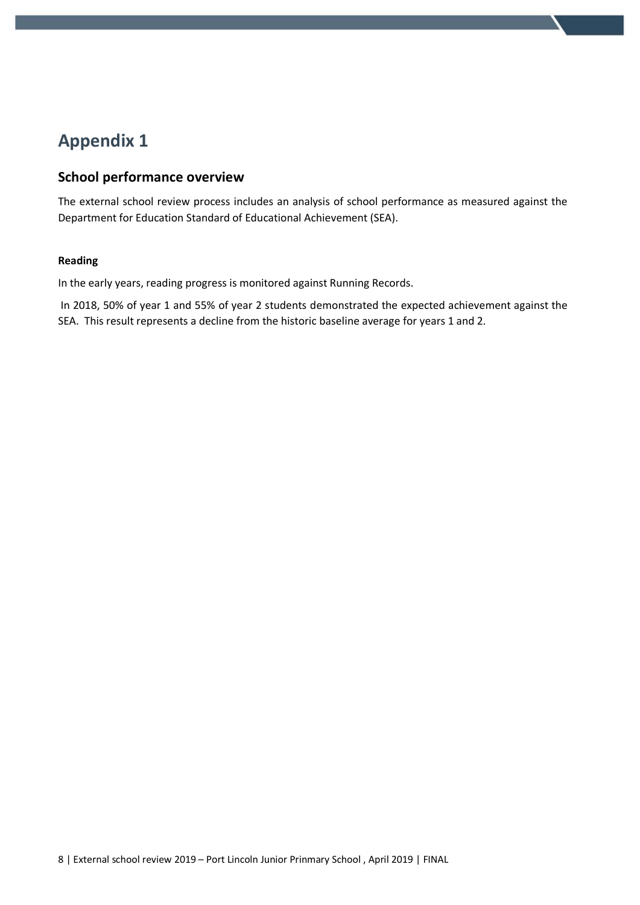# Appendix 1

## School performance overview

The external school review process includes an analysis of school performance as measured against the Department for Education Standard of Educational Achievement (SEA).

**Reading**

In the early years, reading progress is monitored against Running Records.

In 2018, 50% of year 1 and 55% of year 2 students demonstrated the expected achievement against the SEA. This result represents a decline from the historic baseline average for years 1 and 2.